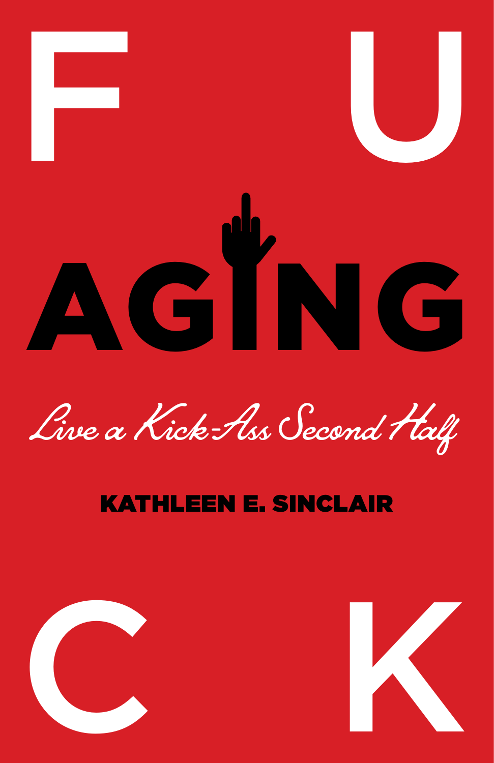# F U C K AGING

*Live a Kick-Ass Second Half*

**KATHLEEN E. SINCLAIR**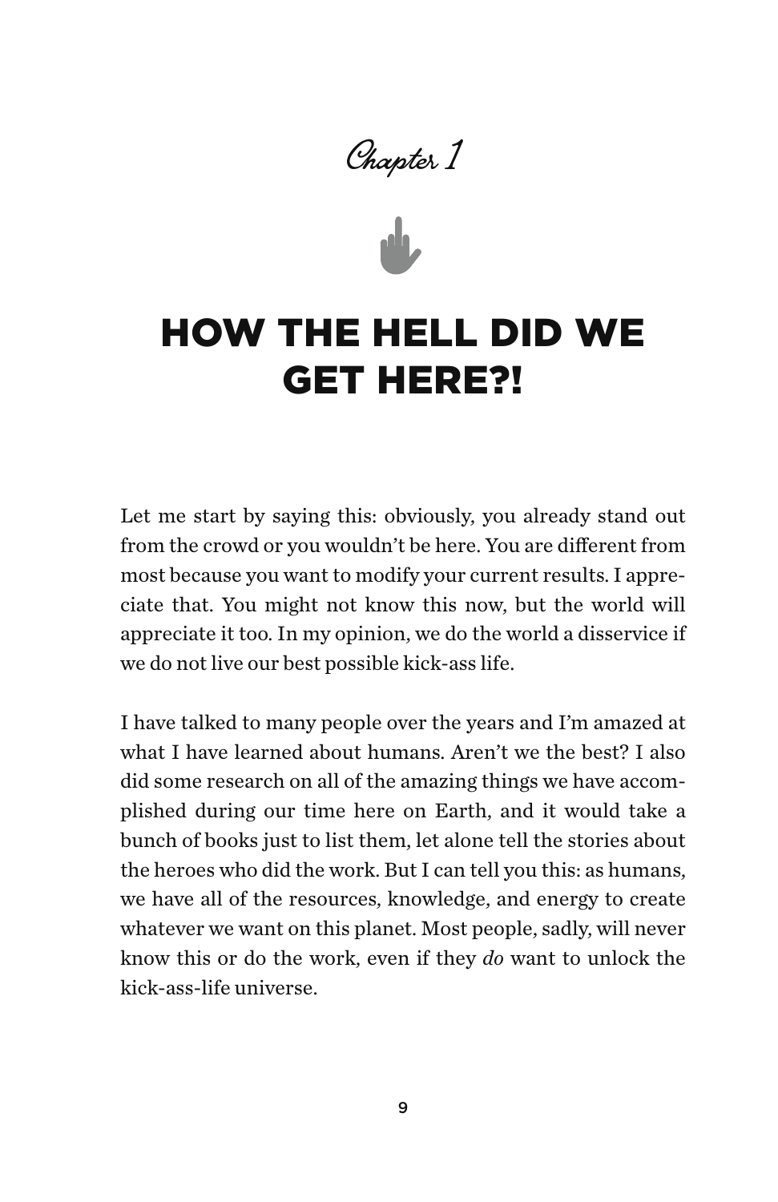Chapter 1

# HOW THE HELL DID WE GET HERE?!

Let me start by saying this: obviously, you already stand out from the crowd or you wouldn't be here. You are different from most because you want to modify your current results. I appreciate that. You might not know this now, but the world will appreciate it too. In my opinion, we do the world a disservice if we do not live our best possible kick-ass life.

I have talked to many people over the years and I'm amazed at what I have learned about humans. Aren't we the best? I also did some research on all of the amazing things we have accomplished during our time here on Earth, and it would take a bunch of books just to list them, let alone tell the stories about the heroes who did the work. But I can tell you this: as humans, we have all of the resources, knowledge, and energy to create whatever we want on this planet. Most people, sadly, will never know this or do the work, even if they *do* want to unlock the kick-ass-life universe.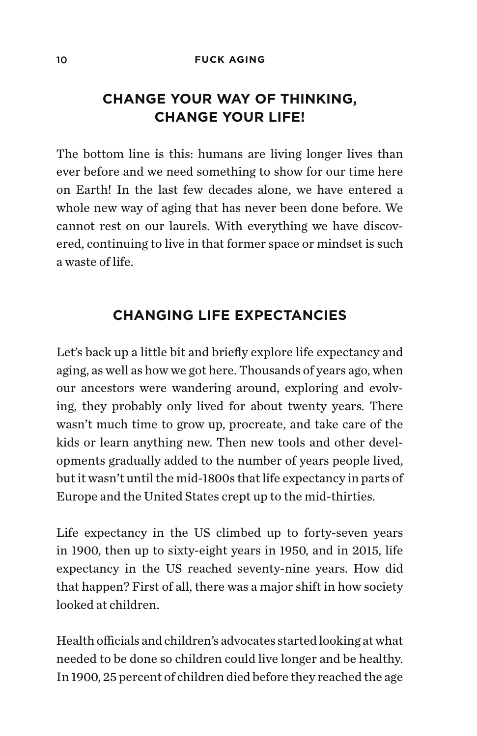## CHANGE YOUR WAY OF THINKING, CHANGE YOUR LIFE!

The bottom line is this: humans are living longer lives than ever before and we need something to show for our time here on Earth! In the last few decades alone, we have entered a whole new way of aging that has never been done before. We cannot rest on our laurels. With everything we have discovered, continuing to live in that former space or mindset is such a waste of life.

## CHANGING LIFE EXPECTANCIES

Let's back up a little bit and briefly explore life expectancy and aging, as well as how we got here. Thousands of years ago, when our ancestors were wandering around, exploring and evolving, they probably only lived for about twenty years. There wasn't much time to grow up, procreate, and take care of the kids or learn anything new. Then new tools and other developments gradually added to the number of years people lived, but it wasn't until the mid-1800s that life expectancy in parts of Europe and the United States crept up to the mid-thirties.

Life expectancy in the US climbed up to forty-seven years in 1900, then up to sixty-eight years in 1950, and in 2015, life expectancy in the US reached seventy-nine years. How did that happen? First of all, there was a major shift in how society looked at children.

Health officials and children's advocates started looking at what needed to be done so children could live longer and be healthy. In 1900, 25 percent of children died before they reached the age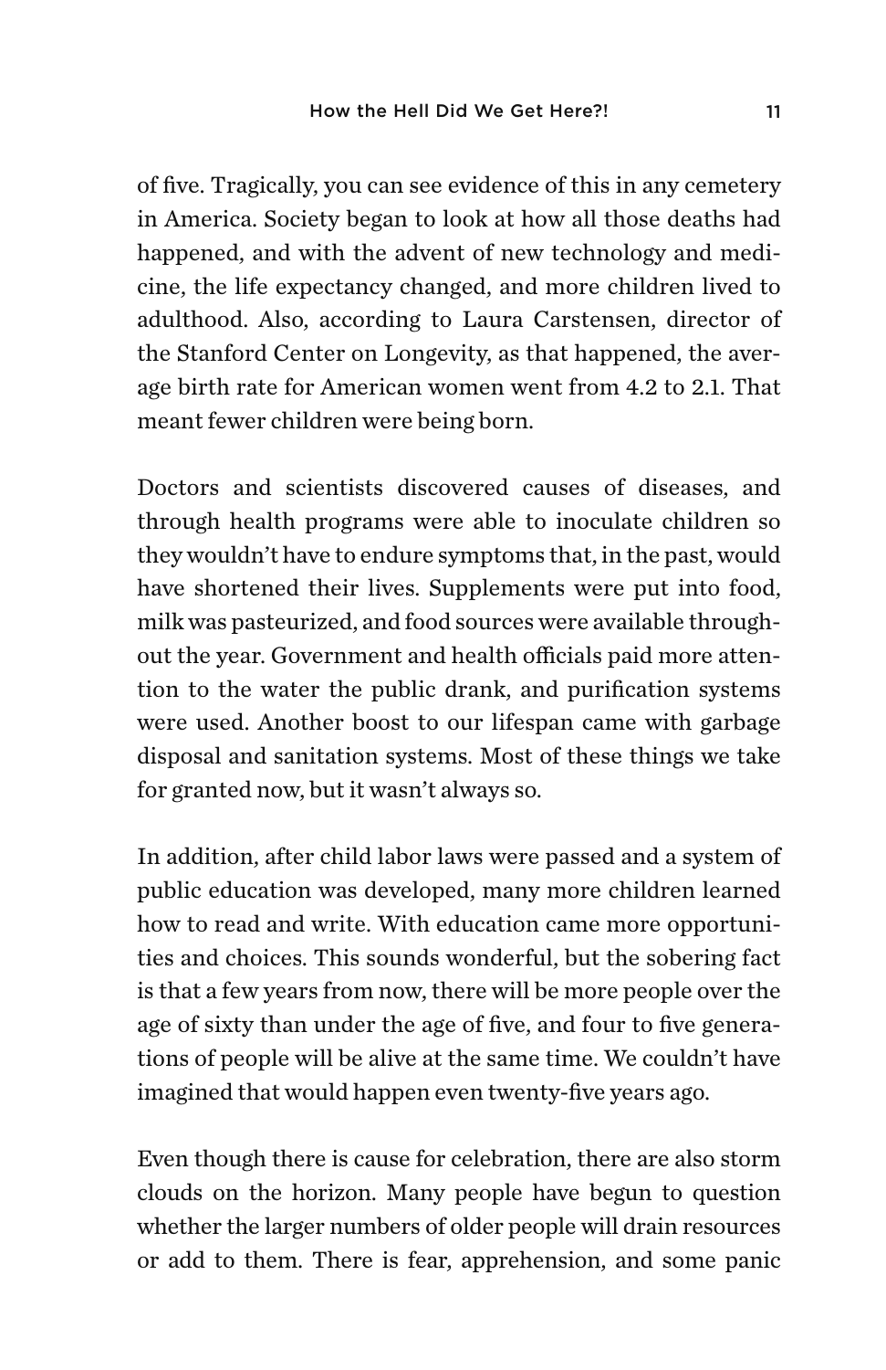of five. Tragically, you can see evidence of this in any cemetery in America. Society began to look at how all those deaths had happened, and with the advent of new technology and medicine, the life expectancy changed, and more children lived to adulthood. Also, according to Laura Carstensen, director of the Stanford Center on Longevity, as that happened, the average birth rate for American women went from 4.2 to 2.1. That meant fewer children were being born.

Doctors and scientists discovered causes of diseases, and through health programs were able to inoculate children so they wouldn't have to endure symptoms that, in the past, would have shortened their lives. Supplements were put into food, milk was pasteurized, and food sources were available throughout the year. Government and health officials paid more attention to the water the public drank, and purification systems were used. Another boost to our lifespan came with garbage disposal and sanitation systems. Most of these things we take for granted now, but it wasn't always so.

In addition, after child labor laws were passed and a system of public education was developed, many more children learned how to read and write. With education came more opportunities and choices. This sounds wonderful, but the sobering fact is that a few years from now, there will be more people over the age of sixty than under the age of five, and four to five generations of people will be alive at the same time. We couldn't have imagined that would happen even twenty-five years ago.

Even though there is cause for celebration, there are also storm clouds on the horizon. Many people have begun to question whether the larger numbers of older people will drain resources or add to them. There is fear, apprehension, and some panic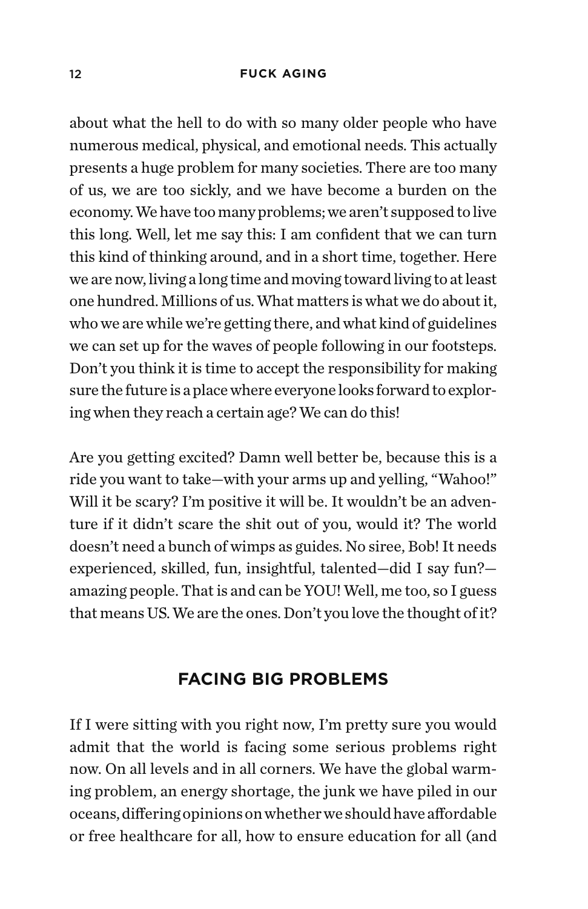about what the hell to do with so many older people who have numerous medical, physical, and emotional needs. This actually presents a huge problem for many societies. There are too many of us, we are too sickly, and we have become a burden on the economy. We have too many problems; we aren't supposed to live this long. Well, let me say this: I am confident that we can turn this kind of thinking around, and in a short time, together. Here we are now, living a long time and moving toward living to at least one hundred. Millions of us. What matters is what we do about it, who we are while we're getting there, and what kind of guidelines we can set up for the waves of people following in our footsteps. Don't you think it is time to accept the responsibility for making sure the future is a place where everyone looks forward to exploring when they reach a certain age? We can do this!

Are you getting excited? Damn well better be, because this is a ride you want to take—with your arms up and yelling, "Wahoo!" Will it be scary? I'm positive it will be. It wouldn't be an adventure if it didn't scare the shit out of you, would it? The world doesn't need a bunch of wimps as guides. No siree, Bob! It needs experienced, skilled, fun, insightful, talented—did I say fun?—amazing people. That is and can be YOU! Well, me too, so I guess that means US. We are the ones. Don't you love the thought of it?

## FACING BIG PROBLEMS

If I were sitting with you right now, I'm pretty sure you would admit that the world is facing some serious problems right now. On all levels and in all corners. We have the global warming problem, an energy shortage, the junk we have piled in our oceans, differing opinions on whether we should have affordable or free healthcare for all, how to ensure education for all (and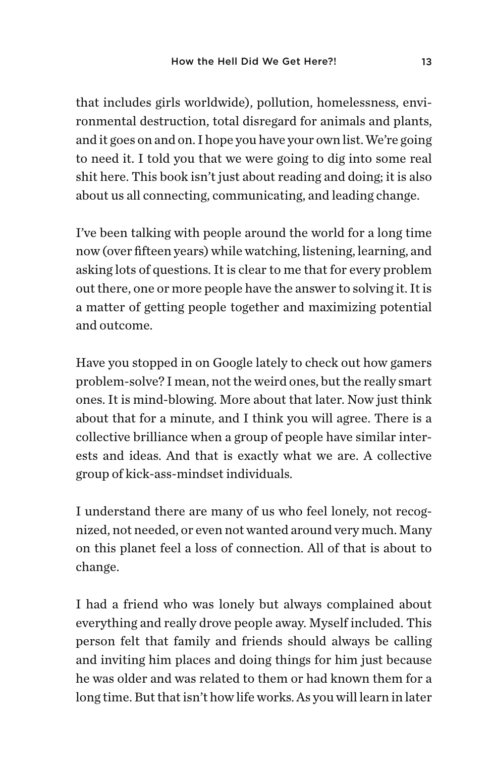that includes girls worldwide), pollution, homelessness, environmental destruction, total disregard for animals and plants, and it goes on and on. I hope you have your own list. We're going to need it. I told you that we were going to dig into some real shit here. This book isn't just about reading and doing; it is also about us all connecting, communicating, and leading change.

I've been talking with people around the world for a long time now (over fifteen years) while watching, listening, learning, and asking lots of questions. It is clear to me that for every problem out there, one or more people have the answer to solving it. It is a matter of getting people together and maximizing potential and outcome.

Have you stopped in on Google lately to check out how gamers problem-solve? I mean, not the weird ones, but the really smart ones. It is mind-blowing. More about that later. Now just think about that for a minute, and I think you will agree. There is a collective brilliance when a group of people have similar interests and ideas. And that is exactly what we are. A collective group of kick-ass-mindset individuals.

I understand there are many of us who feel lonely, not recognized, not needed, or even not wanted around very much. Many on this planet feel a loss of connection. All of that is about to change.

I had a friend who was lonely but always complained about everything and really drove people away. Myself included. This person felt that family and friends should always be calling and inviting him places and doing things for him just because he was older and was related to them or had known them for a long time. But that isn't how life works. As you will learn in later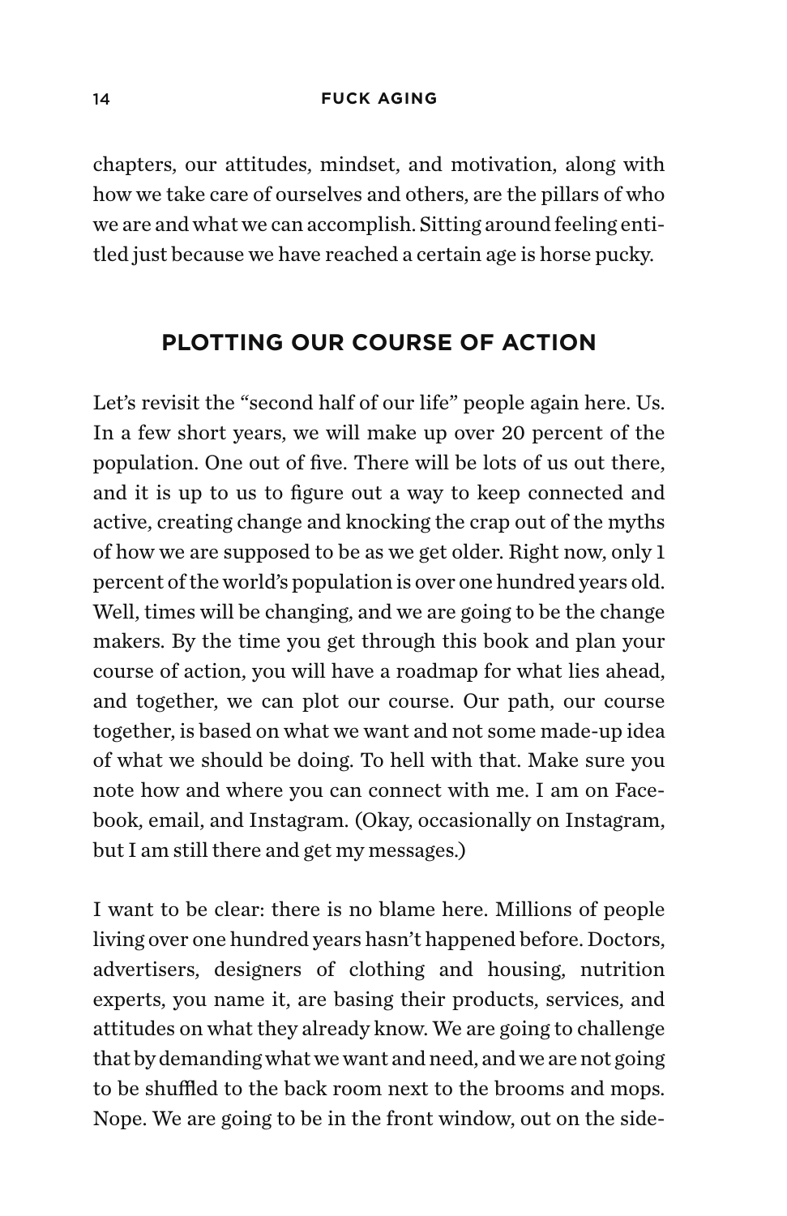chapters, our attitudes, mindset, and motivation, along with how we take care of ourselves and others, are the pillars of who we are and what we can accomplish. Sitting around feeling entitled just because we have reached a certain age is horse pucky.

## PLOTTING OUR COURSE OF ACTION

Let's revisit the "second half of our life" people again here. Us. In a few short years, we will make up over 20 percent of the population. One out of five. There will be lots of us out there, and it is up to us to figure out a way to keep connected and active, creating change and knocking the crap out of the myths of how we are supposed to be as we get older. Right now, only 1 percent of the world's population is over one hundred years old. Well, times will be changing, and we are going to be the change makers. By the time you get through this book and plan your course of action, you will have a roadmap for what lies ahead, and together, we can plot our course. Our path, our course together, is based on what we want and not some made-up idea of what we should be doing. To hell with that. Make sure you note how and where you can connect with me. I am on Facebook, email, and Instagram. (Okay, occasionally on Instagram, but I am still there and get my messages.)

I want to be clear: there is no blame here. Millions of people living over one hundred years hasn't happened before. Doctors, advertisers, designers of clothing and housing, nutrition experts, you name it, are basing their products, services, and attitudes on what they already know. We are going to challenge that by demanding what we want and need, and we are not going to be shuffled to the back room next to the brooms and mops. Nope. We are going to be in the front window, out on the side-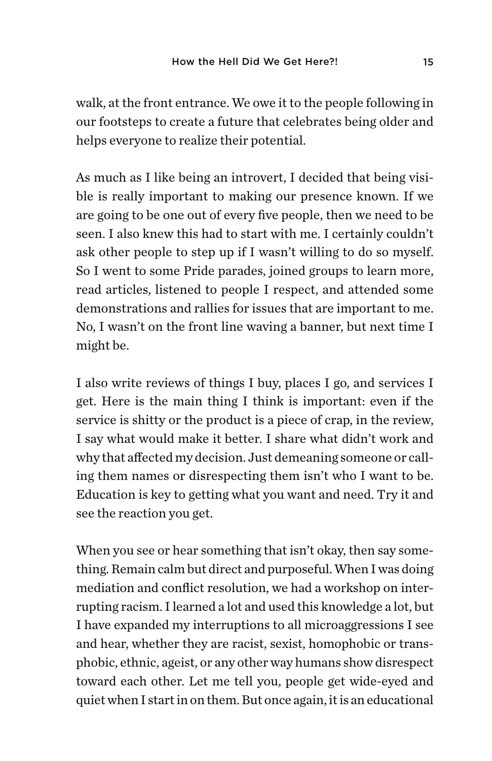walk, at the front entrance. We owe it to the people following in our footsteps to create a future that celebrates being older and helps everyone to realize their potential.

As much as I like being an introvert, I decided that being visible is really important to making our presence known. If we are going to be one out of every five people, then we need to be seen. I also knew this had to start with me. I certainly couldn't ask other people to step up if I wasn't willing to do so myself. So I went to some Pride parades, joined groups to learn more, read articles, listened to people I respect, and attended some demonstrations and rallies for issues that are important to me. No, I wasn't on the front line waving a banner, but next time I might be.

I also write reviews of things I buy, places I go, and services I get. Here is the main thing I think is important: even if the service is shitty or the product is a piece of crap, in the review, I say what would make it better. I share what didn't work and why that affected my decision. Just demeaning someone or calling them names or disrespecting them isn't who I want to be. Education is key to getting what you want and need. Try it and see the reaction you get.

When you see or hear something that isn't okay, then say something. Remain calm but direct and purposeful. When I was doing mediation and conflict resolution, we had a workshop on interrupting racism. I learned a lot and used this knowledge a lot, but I have expanded my interruptions to all microaggressions I see and hear, whether they are racist, sexist, homophobic or transphobic, ethnic, ageist, or any other way humans show disrespect toward each other. Let me tell you, people get wide-eyed and quiet when I start in on them. But once again, it is an educational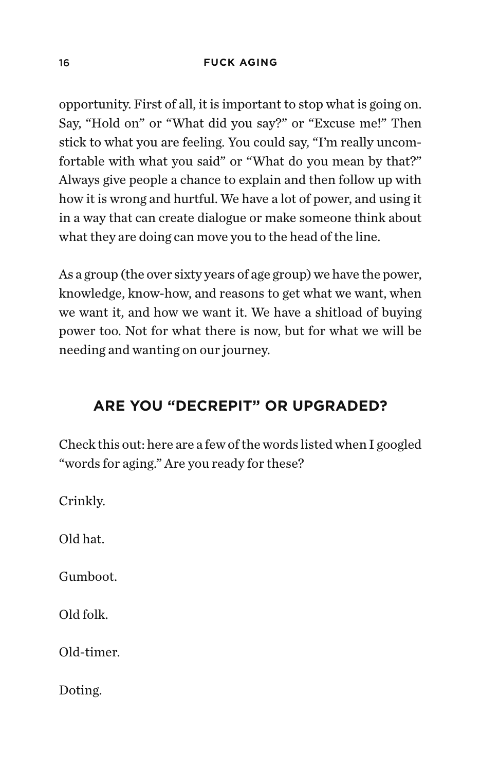opportunity. First of all, it is important to stop what is going on. Say, "Hold on" or "What did you say?" or "Excuse me!" Then stick to what you are feeling. You could say, "I'm really uncomfortable with what you said" or "What do you mean by that?" Always give people a chance to explain and then follow up with how it is wrong and hurtful. We have a lot of power, and using it in a way that can create dialogue or make someone think about what they are doing can move you to the head of the line.

As a group (the over sixty years of age group) we have the power, knowledge, know-how, and reasons to get what we want, when we want it, and how we want it. We have a shitload of buying power too. Not for what there is now, but for what we will be needing and wanting on our journey.

## ARE YOU "DECREPIT" OR UPGRADED?

Check this out: here are a few of the words listed when I googled "words for aging." Are you ready for these?

Crinkly.

Old hat.

Gumboot.

Old folk.

Old-timer.

Doting.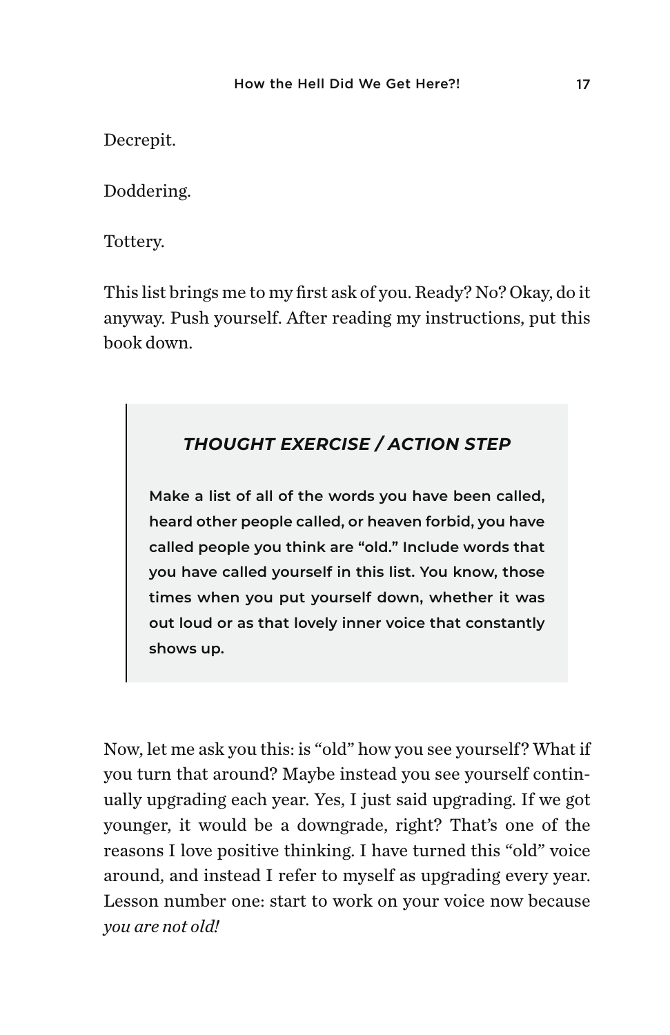Decrepit.

Doddering.

Tottery.

This list brings me to my first ask of you. Ready? No? Okay, do it anyway. Push yourself. After reading my instructions, put this book down.

> ***THOUGHT EXERCISE / ACTION STEP***
>
> **Make a list of all of the words you have been called, heard other people called, or heaven forbid, you have called people you think are "old." Include words that you have called yourself in this list. You know, those times when you put yourself down, whether it was out loud or as that lovely inner voice that constantly shows up.**

Now, let me ask you this: is "old" how you see yourself? What if you turn that around? Maybe instead you see yourself continually upgrading each year. Yes, I just said upgrading. If we got younger, it would be a downgrade, right? That's one of the reasons I love positive thinking. I have turned this "old" voice around, and instead I refer to myself as upgrading every year. Lesson number one: start to work on your voice now because *you are not old!*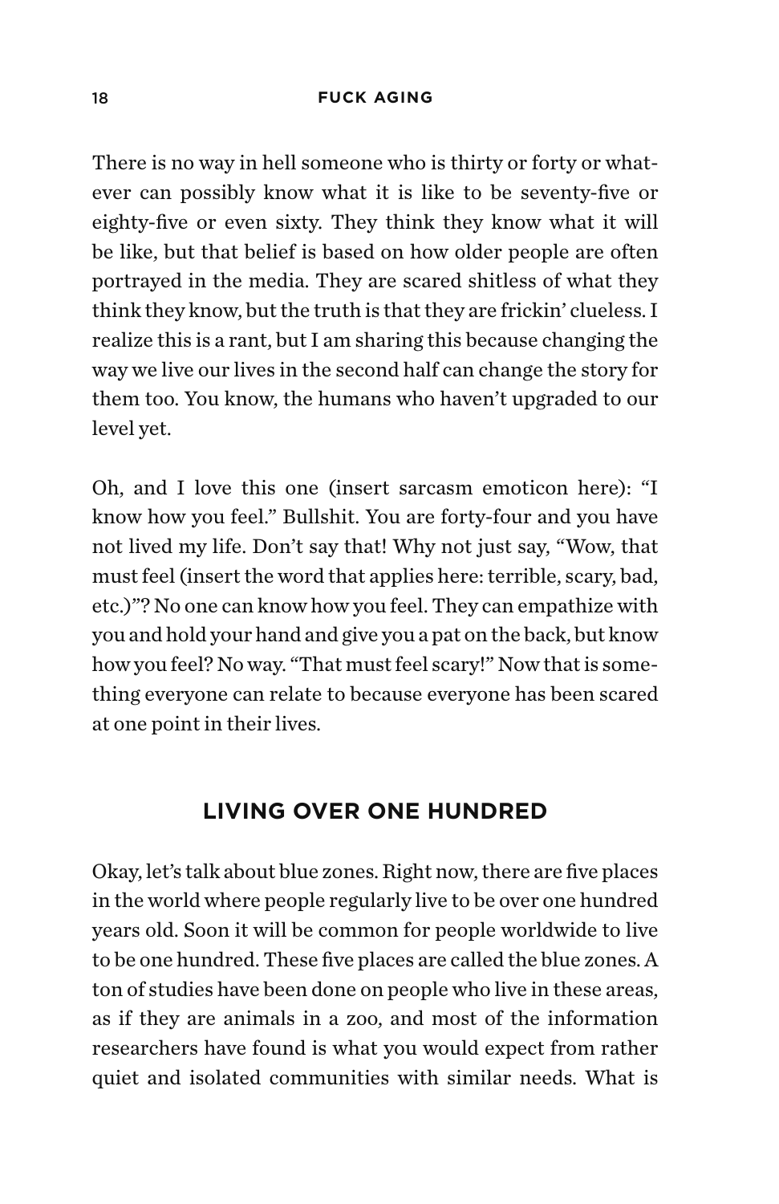There is no way in hell someone who is thirty or forty or whatever can possibly know what it is like to be seventy-five or eighty-five or even sixty. They think they know what it will be like, but that belief is based on how older people are often portrayed in the media. They are scared shitless of what they think they know, but the truth is that they are frickin' clueless. I realize this is a rant, but I am sharing this because changing the way we live our lives in the second half can change the story for them too. You know, the humans who haven't upgraded to our level yet.

Oh, and I love this one (insert sarcasm emoticon here): "I know how you feel." Bullshit. You are forty-four and you have not lived my life. Don't say that! Why not just say, "Wow, that must feel (insert the word that applies here: terrible, scary, bad, etc.)"? No one can know how you feel. They can empathize with you and hold your hand and give you a pat on the back, but know how you feel? No way. "That must feel scary!" Now that is something everyone can relate to because everyone has been scared at one point in their lives.

## LIVING OVER ONE HUNDRED

Okay, let's talk about blue zones. Right now, there are five places in the world where people regularly live to be over one hundred years old. Soon it will be common for people worldwide to live to be one hundred. These five places are called the blue zones. A ton of studies have been done on people who live in these areas, as if they are animals in a zoo, and most of the information researchers have found is what you would expect from rather quiet and isolated communities with similar needs. What is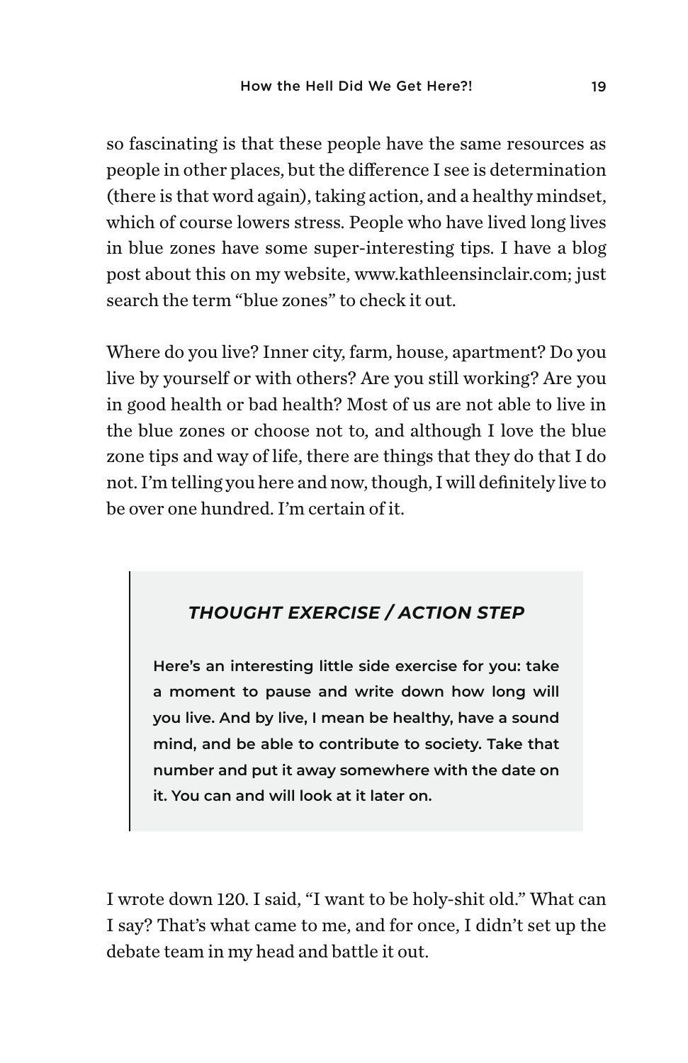so fascinating is that these people have the same resources as people in other places, but the difference I see is determination (there is that word again), taking action, and a healthy mindset, which of course lowers stress. People who have lived long lives in blue zones have some super-interesting tips. I have a blog post about this on my website, www.kathleensinclair.com; just search the term "blue zones" to check it out.

Where do you live? Inner city, farm, house, apartment? Do you live by yourself or with others? Are you still working? Are you in good health or bad health? Most of us are not able to live in the blue zones or choose not to, and although I love the blue zone tips and way of life, there are things that they do that I do not. I'm telling you here and now, though, I will definitely live to be over one hundred. I'm certain of it.

> ### *THOUGHT EXERCISE / ACTION STEP*
>
> **Here's an interesting little side exercise for you: take a moment to pause and write down how long will you live. And by live, I mean be healthy, have a sound mind, and be able to contribute to society. Take that number and put it away somewhere with the date on it. You can and will look at it later on.**

I wrote down 120. I said, "I want to be holy-shit old." What can I say? That's what came to me, and for once, I didn't set up the debate team in my head and battle it out.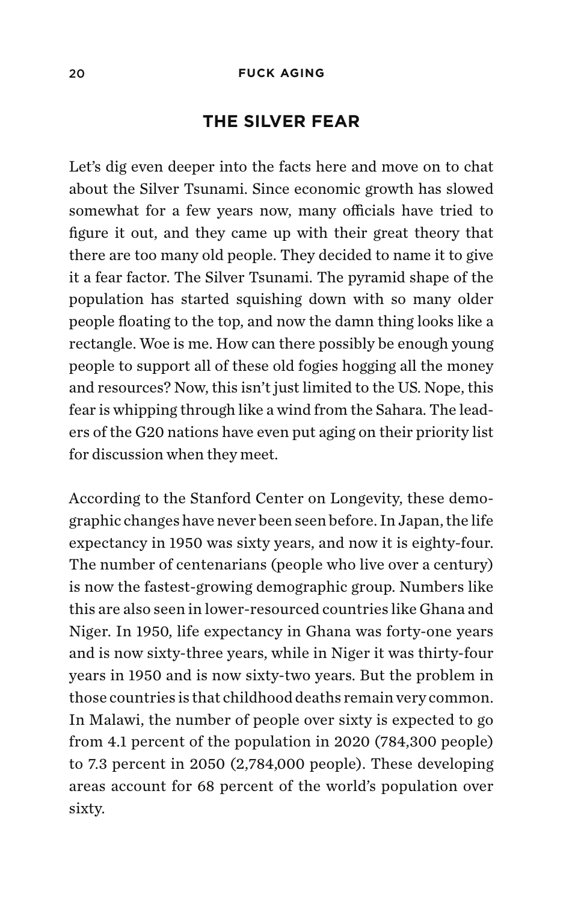## THE SILVER FEAR

Let's dig even deeper into the facts here and move on to chat about the Silver Tsunami. Since economic growth has slowed somewhat for a few years now, many officials have tried to figure it out, and they came up with their great theory that there are too many old people. They decided to name it to give it a fear factor. The Silver Tsunami. The pyramid shape of the population has started squishing down with so many older people floating to the top, and now the damn thing looks like a rectangle. Woe is me. How can there possibly be enough young people to support all of these old fogies hogging all the money and resources? Now, this isn't just limited to the US. Nope, this fear is whipping through like a wind from the Sahara. The leaders of the G20 nations have even put aging on their priority list for discussion when they meet.

According to the Stanford Center on Longevity, these demographic changes have never been seen before. In Japan, the life expectancy in 1950 was sixty years, and now it is eighty-four. The number of centenarians (people who live over a century) is now the fastest-growing demographic group. Numbers like this are also seen in lower-resourced countries like Ghana and Niger. In 1950, life expectancy in Ghana was forty-one years and is now sixty-three years, while in Niger it was thirty-four years in 1950 and is now sixty-two years. But the problem in those countries is that childhood deaths remain very common. In Malawi, the number of people over sixty is expected to go from 4.1 percent of the population in 2020 (784,300 people) to 7.3 percent in 2050 (2,784,000 people). These developing areas account for 68 percent of the world's population over sixty.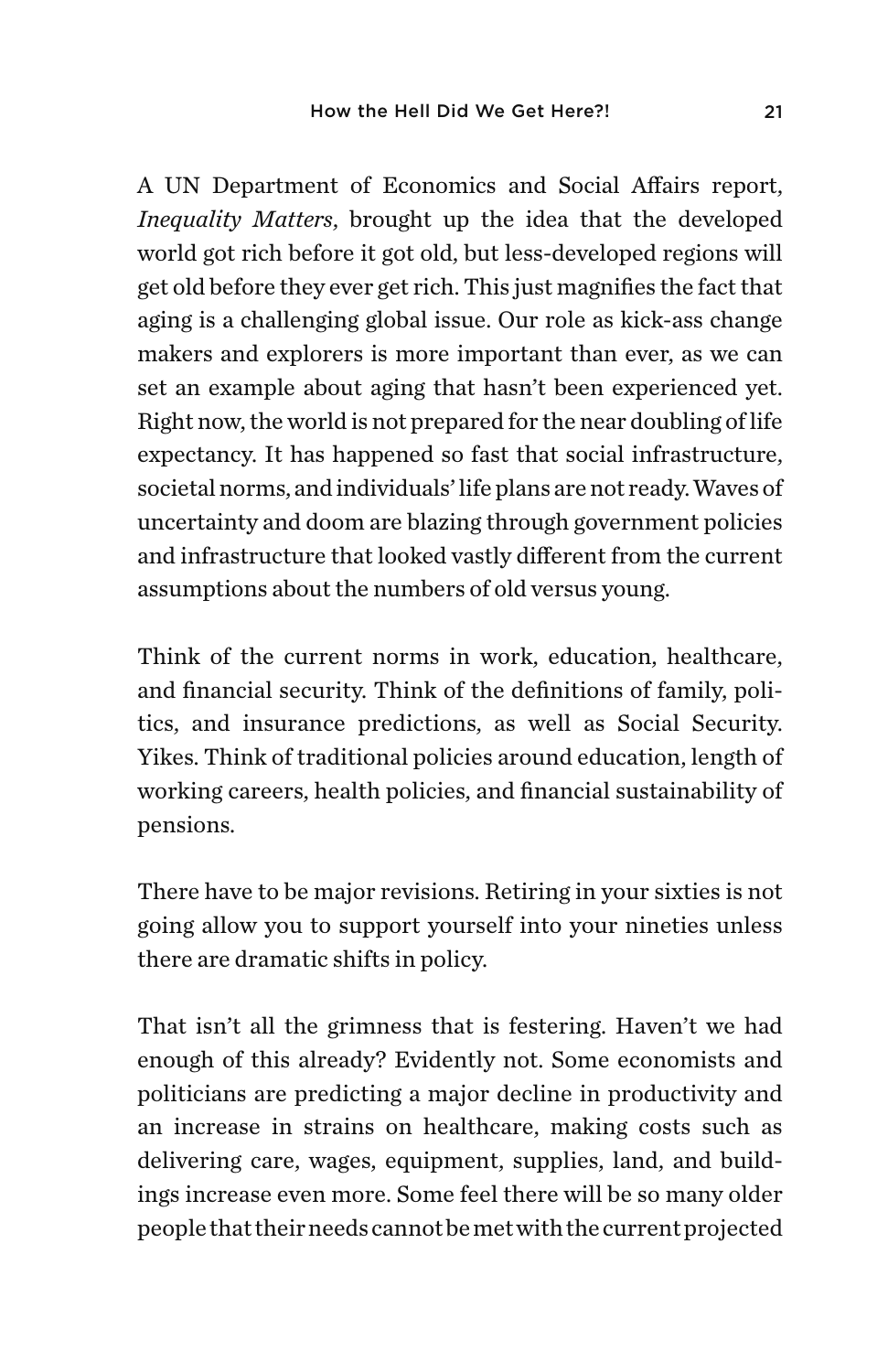A UN Department of Economics and Social Affairs report, *Inequality Matters*, brought up the idea that the developed world got rich before it got old, but less-developed regions will get old before they ever get rich. This just magnifies the fact that aging is a challenging global issue. Our role as kick-ass change makers and explorers is more important than ever, as we can set an example about aging that hasn't been experienced yet. Right now, the world is not prepared for the near doubling of life expectancy. It has happened so fast that social infrastructure, societal norms, and individuals' life plans are not ready. Waves of uncertainty and doom are blazing through government policies and infrastructure that looked vastly different from the current assumptions about the numbers of old versus young.

Think of the current norms in work, education, healthcare, and financial security. Think of the definitions of family, politics, and insurance predictions, as well as Social Security. Yikes. Think of traditional policies around education, length of working careers, health policies, and financial sustainability of pensions.

There have to be major revisions. Retiring in your sixties is not going allow you to support yourself into your nineties unless there are dramatic shifts in policy.

That isn't all the grimness that is festering. Haven't we had enough of this already? Evidently not. Some economists and politicians are predicting a major decline in productivity and an increase in strains on healthcare, making costs such as delivering care, wages, equipment, supplies, land, and buildings increase even more. Some feel there will be so many older people that their needs cannot be met with the current projected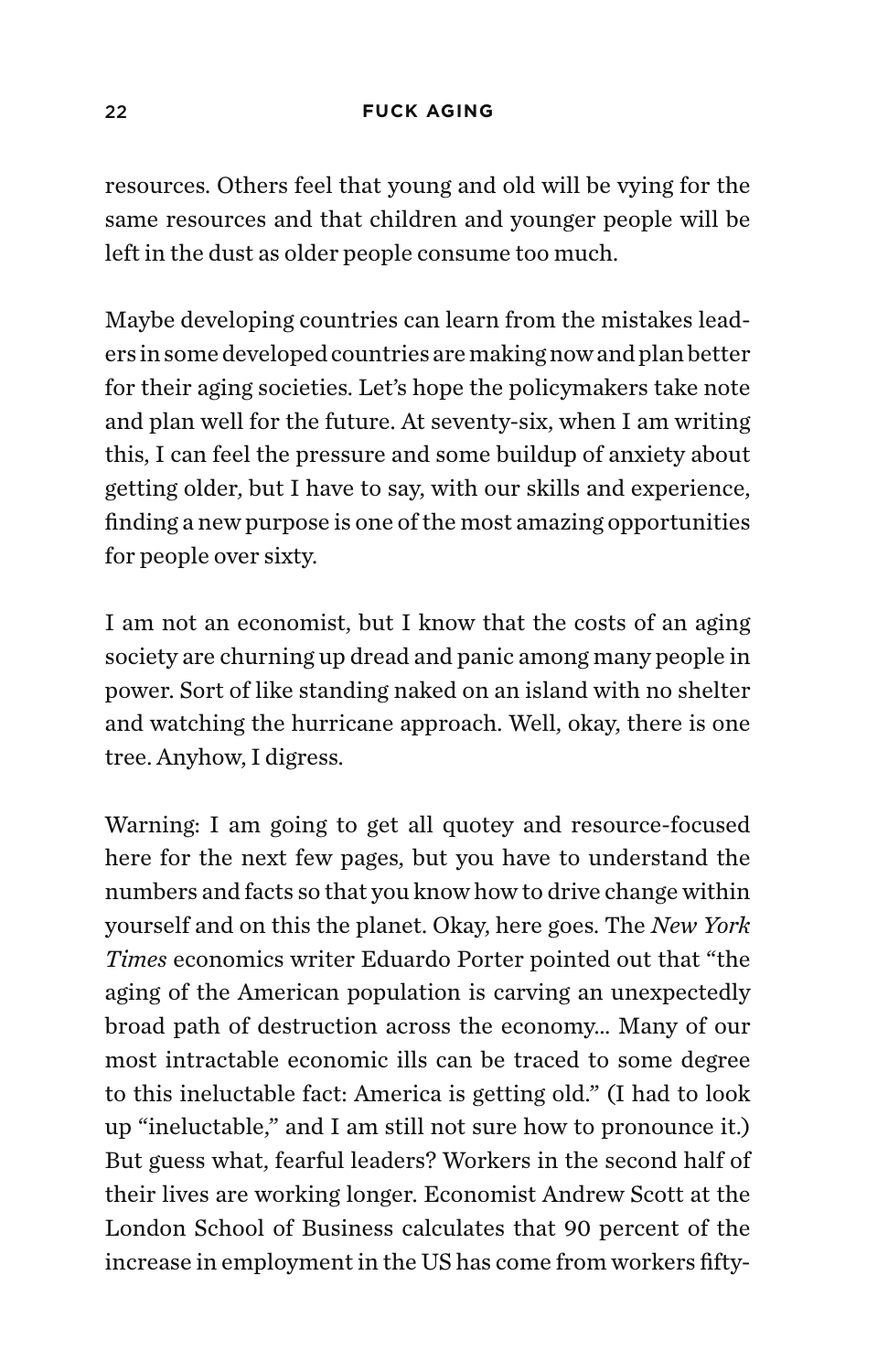resources. Others feel that young and old will be vying for the same resources and that children and younger people will be left in the dust as older people consume too much.

Maybe developing countries can learn from the mistakes leaders in some developed countries are making now and plan better for their aging societies. Let's hope the policymakers take note and plan well for the future. At seventy-six, when I am writing this, I can feel the pressure and some buildup of anxiety about getting older, but I have to say, with our skills and experience, finding a new purpose is one of the most amazing opportunities for people over sixty.

I am not an economist, but I know that the costs of an aging society are churning up dread and panic among many people in power. Sort of like standing naked on an island with no shelter and watching the hurricane approach. Well, okay, there is one tree. Anyhow, I digress.

Warning: I am going to get all quotey and resource-focused here for the next few pages, but you have to understand the numbers and facts so that you know how to drive change within yourself and on this the planet. Okay, here goes. The *New York Times* economics writer Eduardo Porter pointed out that "the aging of the American population is carving an unexpectedly broad path of destruction across the economy... Many of our most intractable economic ills can be traced to some degree to this ineluctable fact: America is getting old." (I had to look up "ineluctable," and I am still not sure how to pronounce it.) But guess what, fearful leaders? Workers in the second half of their lives are working longer. Economist Andrew Scott at the London School of Business calculates that 90 percent of the increase in employment in the US has come from workers fifty-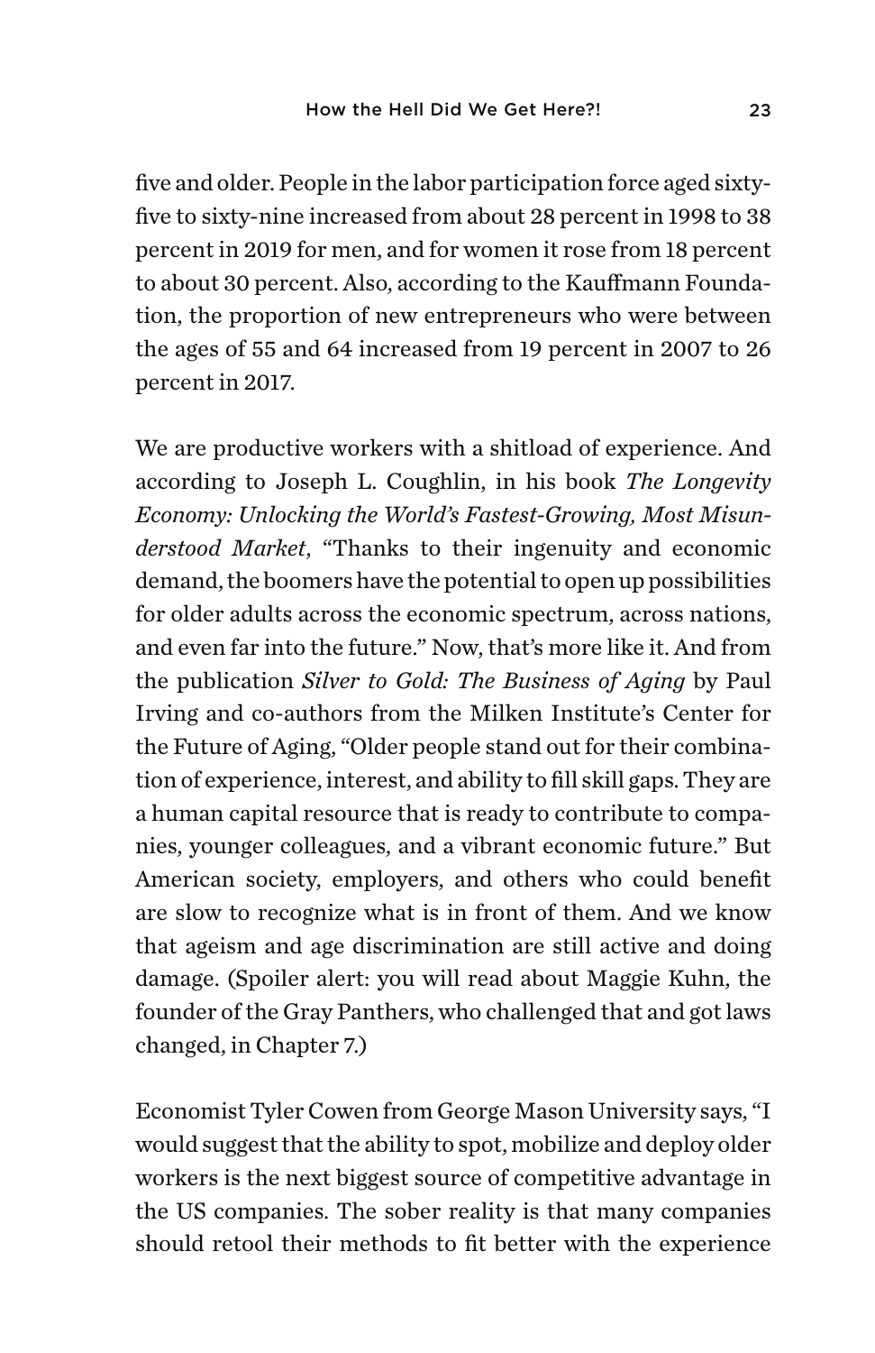five and older. People in the labor participation force aged sixty-five to sixty-nine increased from about 28 percent in 1998 to 38 percent in 2019 for men, and for women it rose from 18 percent to about 30 percent. Also, according to the Kauffmann Foundation, the proportion of new entrepreneurs who were between the ages of 55 and 64 increased from 19 percent in 2007 to 26 percent in 2017.

We are productive workers with a shitload of experience. And according to Joseph L. Coughlin, in his book *The Longevity Economy: Unlocking the World's Fastest-Growing, Most Misunderstood Market*, "Thanks to their ingenuity and economic demand, the boomers have the potential to open up possibilities for older adults across the economic spectrum, across nations, and even far into the future." Now, that's more like it. And from the publication *Silver to Gold: The Business of Aging* by Paul Irving and co-authors from the Milken Institute's Center for the Future of Aging, "Older people stand out for their combination of experience, interest, and ability to fill skill gaps. They are a human capital resource that is ready to contribute to companies, younger colleagues, and a vibrant economic future." But American society, employers, and others who could benefit are slow to recognize what is in front of them. And we know that ageism and age discrimination are still active and doing damage. (Spoiler alert: you will read about Maggie Kuhn, the founder of the Gray Panthers, who challenged that and got laws changed, in Chapter 7.)

Economist Tyler Cowen from George Mason University says, "I would suggest that the ability to spot, mobilize and deploy older workers is the next biggest source of competitive advantage in the US companies. The sober reality is that many companies should retool their methods to fit better with the experience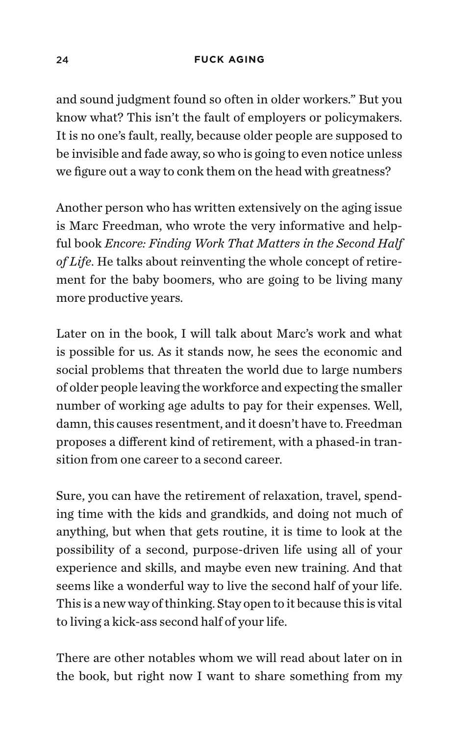and sound judgment found so often in older workers." But you know what? This isn't the fault of employers or policymakers. It is no one's fault, really, because older people are supposed to be invisible and fade away, so who is going to even notice unless we figure out a way to conk them on the head with greatness?

Another person who has written extensively on the aging issue is Marc Freedman, who wrote the very informative and helpful book *Encore: Finding Work That Matters in the Second Half of Life*. He talks about reinventing the whole concept of retirement for the baby boomers, who are going to be living many more productive years.

Later on in the book, I will talk about Marc's work and what is possible for us. As it stands now, he sees the economic and social problems that threaten the world due to large numbers of older people leaving the workforce and expecting the smaller number of working age adults to pay for their expenses. Well, damn, this causes resentment, and it doesn't have to. Freedman proposes a different kind of retirement, with a phased-in transition from one career to a second career.

Sure, you can have the retirement of relaxation, travel, spending time with the kids and grandkids, and doing not much of anything, but when that gets routine, it is time to look at the possibility of a second, purpose-driven life using all of your experience and skills, and maybe even new training. And that seems like a wonderful way to live the second half of your life. This is a new way of thinking. Stay open to it because this is vital to living a kick-ass second half of your life.

There are other notables whom we will read about later on in the book, but right now I want to share something from my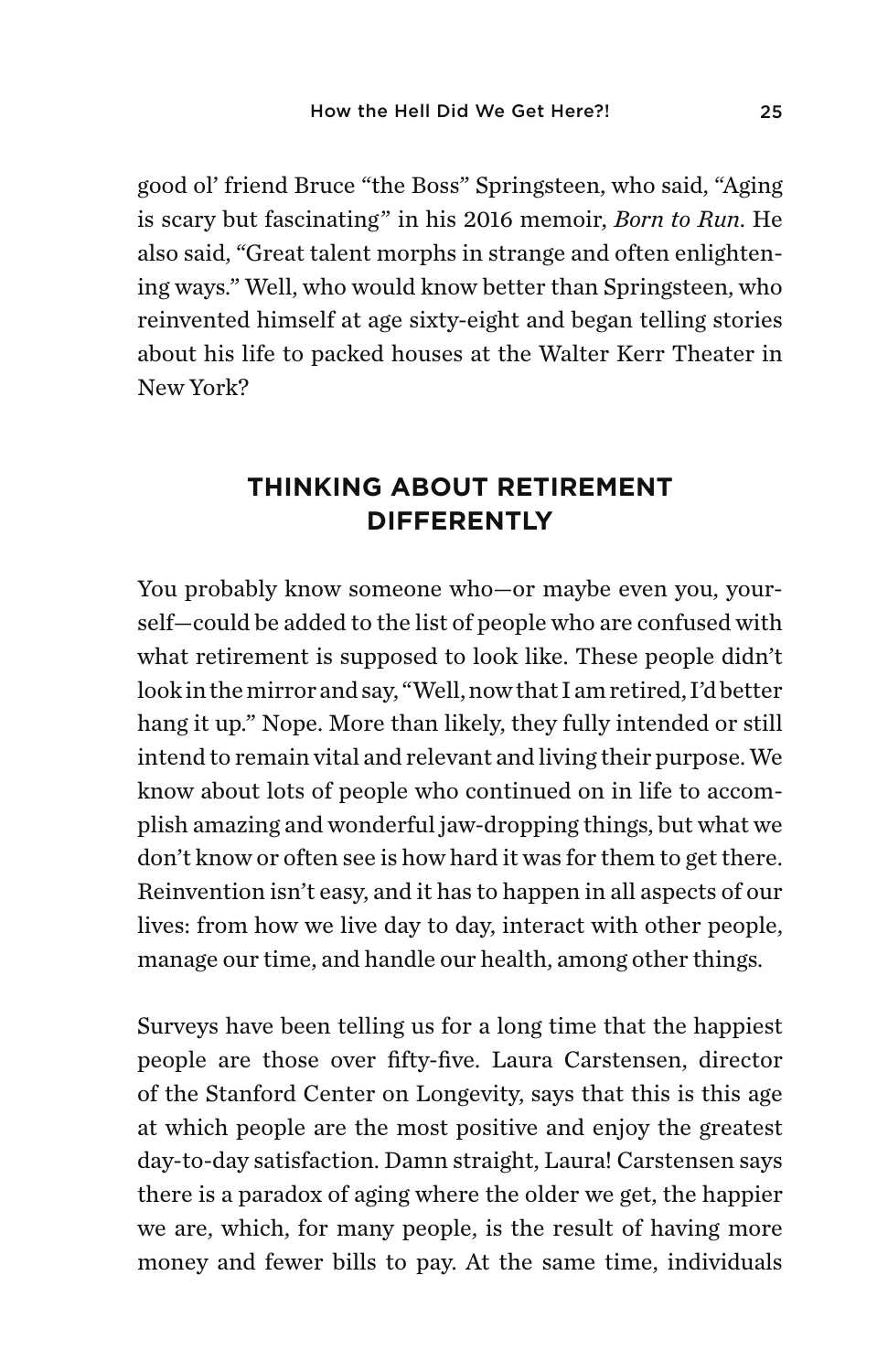good ol' friend Bruce "the Boss" Springsteen, who said, "Aging is scary but fascinating" in his 2016 memoir, *Born to Run*. He also said, "Great talent morphs in strange and often enlightening ways." Well, who would know better than Springsteen, who reinvented himself at age sixty-eight and began telling stories about his life to packed houses at the Walter Kerr Theater in New York?

## THINKING ABOUT RETIREMENT DIFFERENTLY

You probably know someone who—or maybe even you, yourself—could be added to the list of people who are confused with what retirement is supposed to look like. These people didn't look in the mirror and say, "Well, now that I am retired, I'd better hang it up." Nope. More than likely, they fully intended or still intend to remain vital and relevant and living their purpose. We know about lots of people who continued on in life to accomplish amazing and wonderful jaw-dropping things, but what we don't know or often see is how hard it was for them to get there. Reinvention isn't easy, and it has to happen in all aspects of our lives: from how we live day to day, interact with other people, manage our time, and handle our health, among other things.

Surveys have been telling us for a long time that the happiest people are those over fifty-five. Laura Carstensen, director of the Stanford Center on Longevity, says that this is this age at which people are the most positive and enjoy the greatest day-to-day satisfaction. Damn straight, Laura! Carstensen says there is a paradox of aging where the older we get, the happier we are, which, for many people, is the result of having more money and fewer bills to pay. At the same time, individuals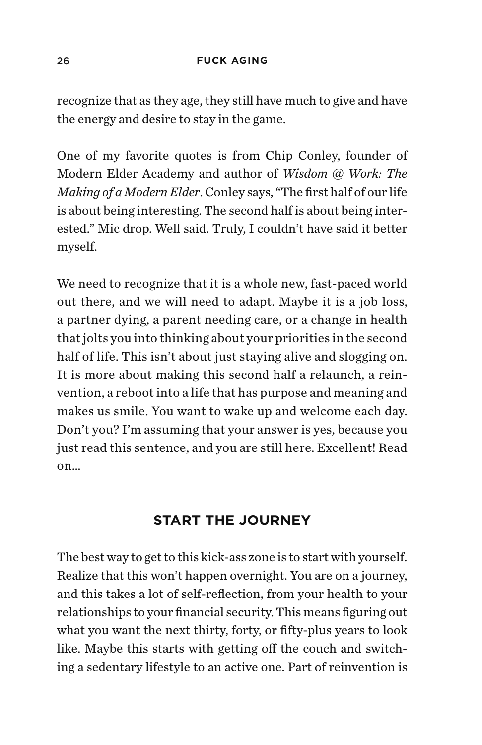recognize that as they age, they still have much to give and have the energy and desire to stay in the game.

One of my favorite quotes is from Chip Conley, founder of Modern Elder Academy and author of *Wisdom @ Work: The Making of a Modern Elder*. Conley says, "The first half of our life is about being interesting. The second half is about being interested." Mic drop. Well said. Truly, I couldn't have said it better myself.

We need to recognize that it is a whole new, fast-paced world out there, and we will need to adapt. Maybe it is a job loss, a partner dying, a parent needing care, or a change in health that jolts you into thinking about your priorities in the second half of life. This isn't about just staying alive and slogging on. It is more about making this second half a relaunch, a reinvention, a reboot into a life that has purpose and meaning and makes us smile. You want to wake up and welcome each day. Don't you? I'm assuming that your answer is yes, because you just read this sentence, and you are still here. Excellent! Read on...

## START THE JOURNEY

The best way to get to this kick-ass zone is to start with yourself. Realize that this won't happen overnight. You are on a journey, and this takes a lot of self-reflection, from your health to your relationships to your financial security. This means figuring out what you want the next thirty, forty, or fifty-plus years to look like. Maybe this starts with getting off the couch and switching a sedentary lifestyle to an active one. Part of reinvention is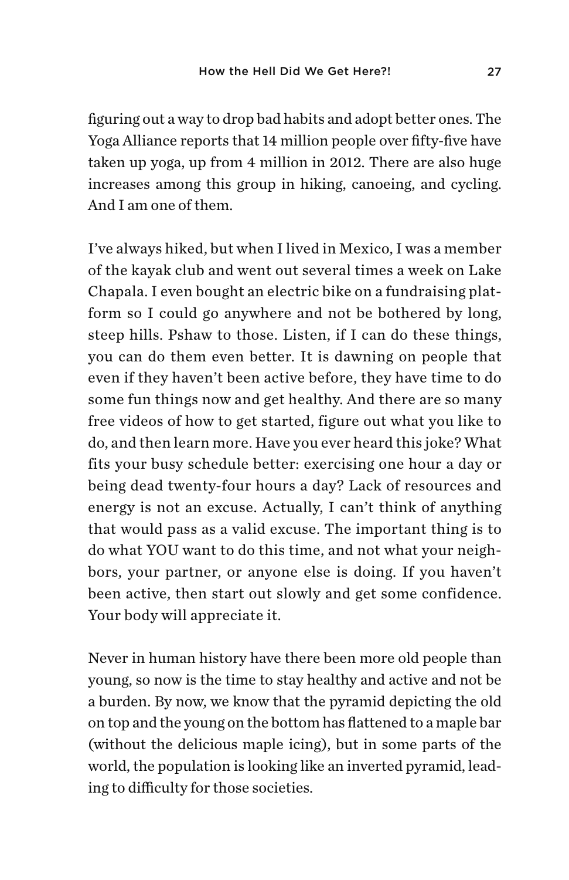figuring out a way to drop bad habits and adopt better ones. The Yoga Alliance reports that 14 million people over fifty-five have taken up yoga, up from 4 million in 2012. There are also huge increases among this group in hiking, canoeing, and cycling. And I am one of them.

I've always hiked, but when I lived in Mexico, I was a member of the kayak club and went out several times a week on Lake Chapala. I even bought an electric bike on a fundraising platform so I could go anywhere and not be bothered by long, steep hills. Pshaw to those. Listen, if I can do these things, you can do them even better. It is dawning on people that even if they haven't been active before, they have time to do some fun things now and get healthy. And there are so many free videos of how to get started, figure out what you like to do, and then learn more. Have you ever heard this joke? What fits your busy schedule better: exercising one hour a day or being dead twenty-four hours a day? Lack of resources and energy is not an excuse. Actually, I can't think of anything that would pass as a valid excuse. The important thing is to do what YOU want to do this time, and not what your neighbors, your partner, or anyone else is doing. If you haven't been active, then start out slowly and get some confidence. Your body will appreciate it.

Never in human history have there been more old people than young, so now is the time to stay healthy and active and not be a burden. By now, we know that the pyramid depicting the old on top and the young on the bottom has flattened to a maple bar (without the delicious maple icing), but in some parts of the world, the population is looking like an inverted pyramid, leading to difficulty for those societies.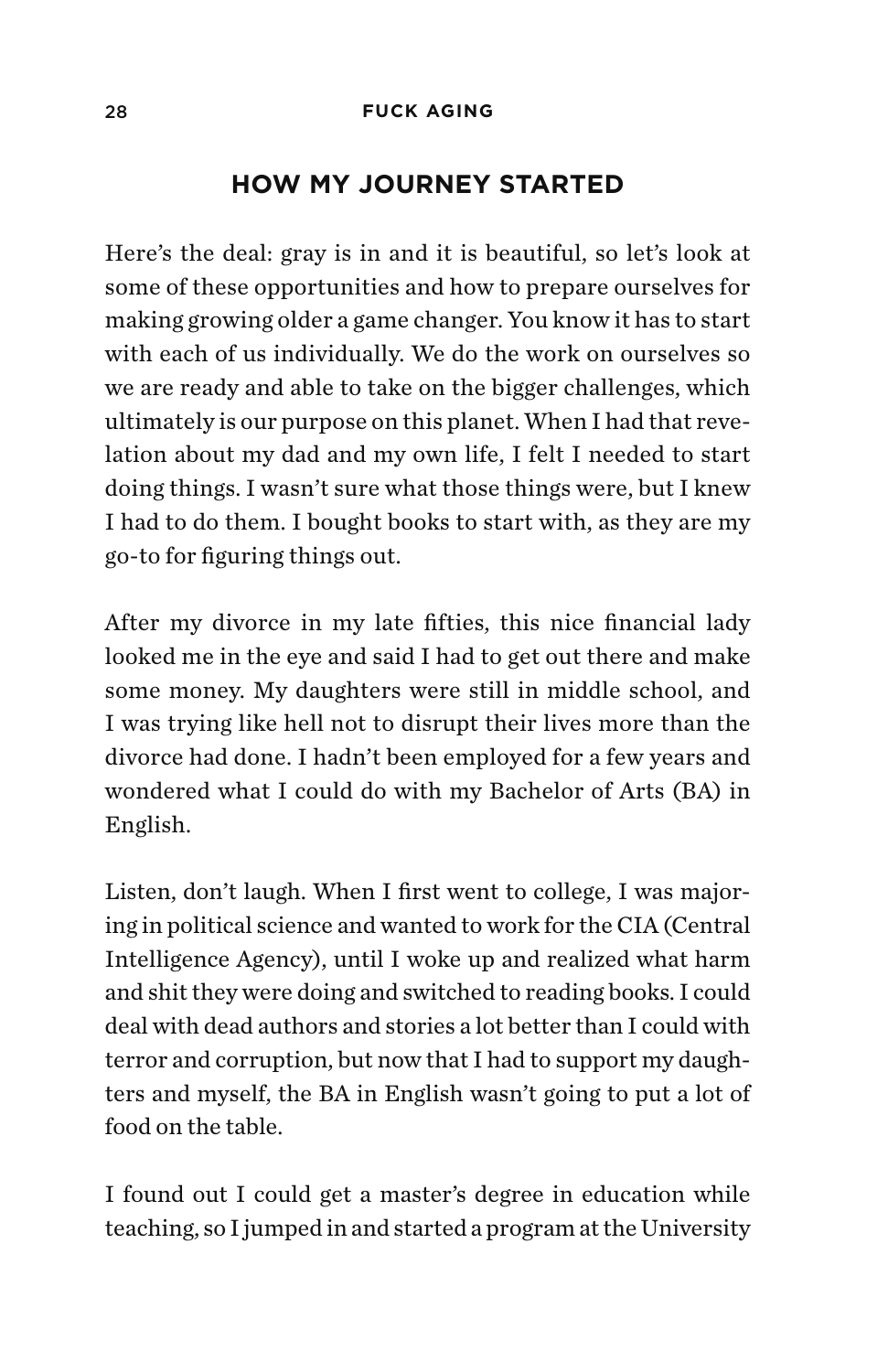## HOW MY JOURNEY STARTED

Here's the deal: gray is in and it is beautiful, so let's look at some of these opportunities and how to prepare ourselves for making growing older a game changer. You know it has to start with each of us individually. We do the work on ourselves so we are ready and able to take on the bigger challenges, which ultimately is our purpose on this planet. When I had that revelation about my dad and my own life, I felt I needed to start doing things. I wasn't sure what those things were, but I knew I had to do them. I bought books to start with, as they are my go-to for figuring things out.

After my divorce in my late fifties, this nice financial lady looked me in the eye and said I had to get out there and make some money. My daughters were still in middle school, and I was trying like hell not to disrupt their lives more than the divorce had done. I hadn't been employed for a few years and wondered what I could do with my Bachelor of Arts (BA) in English.

Listen, don't laugh. When I first went to college, I was majoring in political science and wanted to work for the CIA (Central Intelligence Agency), until I woke up and realized what harm and shit they were doing and switched to reading books. I could deal with dead authors and stories a lot better than I could with terror and corruption, but now that I had to support my daughters and myself, the BA in English wasn't going to put a lot of food on the table.

I found out I could get a master's degree in education while teaching, so I jumped in and started a program at the University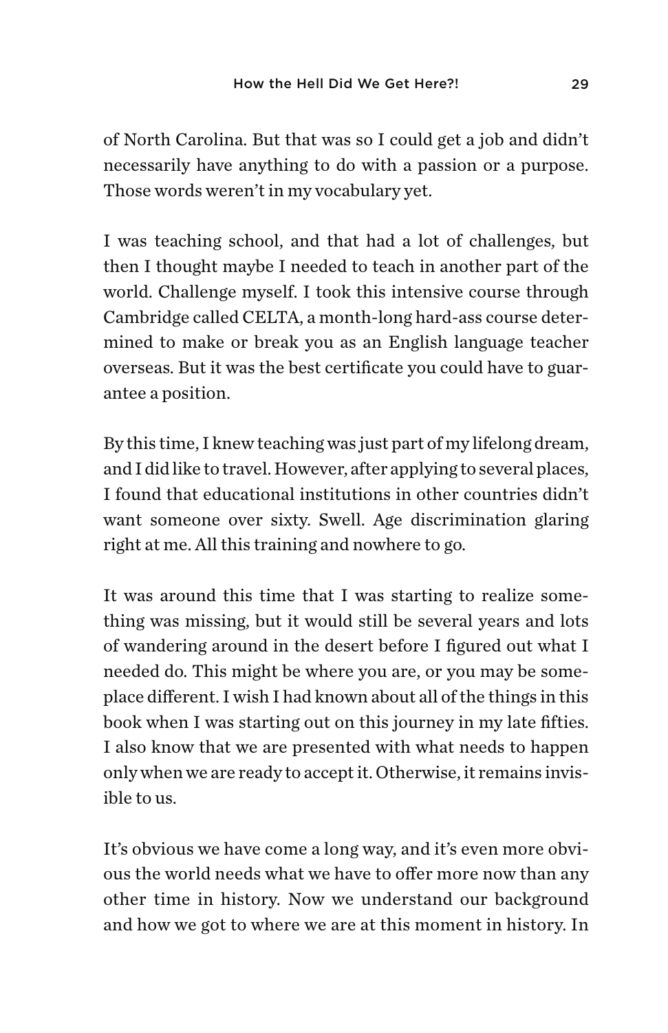of North Carolina. But that was so I could get a job and didn't necessarily have anything to do with a passion or a purpose. Those words weren't in my vocabulary yet.

I was teaching school, and that had a lot of challenges, but then I thought maybe I needed to teach in another part of the world. Challenge myself. I took this intensive course through Cambridge called CELTA, a month-long hard-ass course determined to make or break you as an English language teacher overseas. But it was the best certificate you could have to guarantee a position.

By this time, I knew teaching was just part of my lifelong dream, and I did like to travel. However, after applying to several places, I found that educational institutions in other countries didn't want someone over sixty. Swell. Age discrimination glaring right at me. All this training and nowhere to go.

It was around this time that I was starting to realize something was missing, but it would still be several years and lots of wandering around in the desert before I figured out what I needed do. This might be where you are, or you may be someplace different. I wish I had known about all of the things in this book when I was starting out on this journey in my late fifties. I also know that we are presented with what needs to happen only when we are ready to accept it. Otherwise, it remains invisible to us.

It's obvious we have come a long way, and it's even more obvious the world needs what we have to offer more now than any other time in history. Now we understand our background and how we got to where we are at this moment in history. In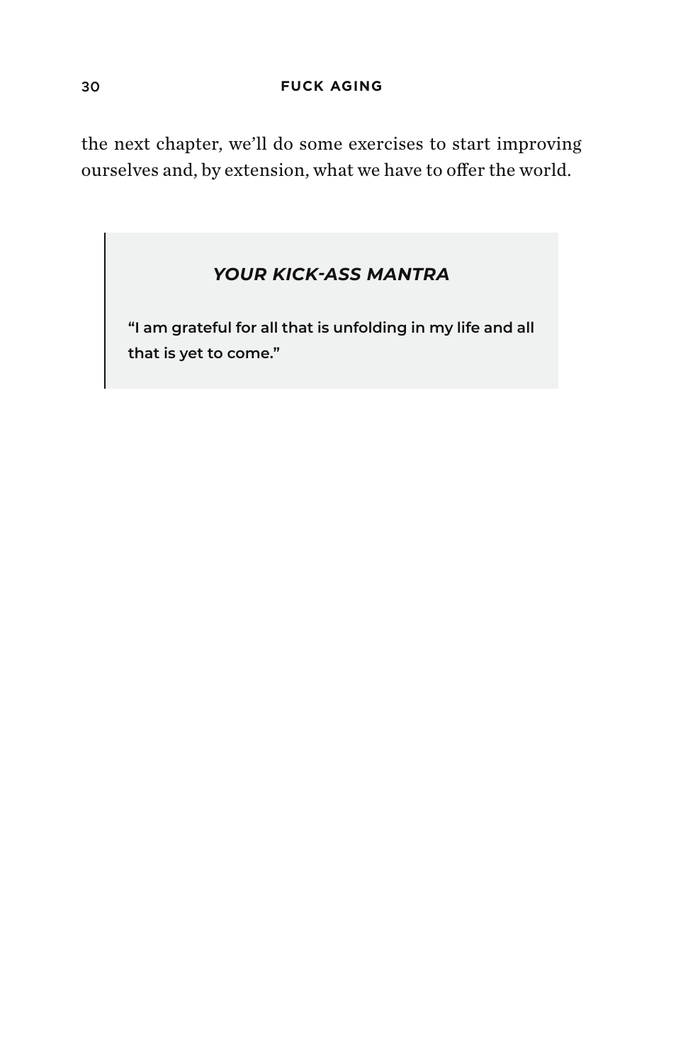the next chapter, we'll do some exercises to start improving ourselves and, by extension, what we have to offer the world.

> ***YOUR KICK-ASS MANTRA***
>
> **"I am grateful for all that is unfolding in my life and all that is yet to come."**